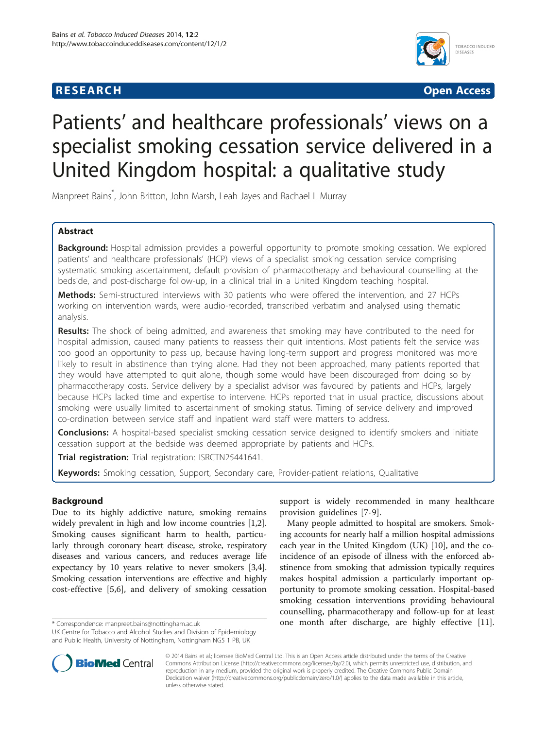**RESEARCH** **Open Access**

# Patients' and healthcare professionals' views on a specialist smoking cessation service delivered in a United Kingdom hospital: a qualitative study

Manpreet Bains*, John Britton, John Marsh, Leah Jayes and Rachael L Murray

## Abstract

**Background:** Hospital admission provides a powerful opportunity to promote smoking cessation. We explored patients' and healthcare professionals' (HCP) views of a specialist smoking cessation service comprising systematic smoking ascertainment, default provision of pharmacotherapy and behavioural counselling at the bedside, and post-discharge follow-up, in a clinical trial in a United Kingdom teaching hospital.

**Methods:** Semi-structured interviews with 30 patients who were offered the intervention, and 27 HCPs working on intervention wards, were audio-recorded, transcribed verbatim and analysed using thematic analysis.

**Results:** The shock of being admitted, and awareness that smoking may have contributed to the need for hospital admission, caused many patients to reassess their quit intentions. Most patients felt the service was too good an opportunity to pass up, because having long-term support and progress monitored was more likely to result in abstinence than trying alone. Had they not been approached, many patients reported that they would have attempted to quit alone, though some would have been discouraged from doing so by pharmacotherapy costs. Service delivery by a specialist advisor was favoured by patients and HCPs, largely because HCPs lacked time and expertise to intervene. HCPs reported that in usual practice, discussions about smoking were usually limited to ascertainment of smoking status. Timing of service delivery and improved co-ordination between service staff and inpatient ward staff were matters to address.

**Conclusions:** A hospital-based specialist smoking cessation service designed to identify smokers and initiate cessation support at the bedside was deemed appropriate by patients and HCPs.

**Trial registration:** Trial registration: ISRCTN25441641.

**Keywords:** Smoking cessation, Support, Secondary care, Provider-patient relations, Qualitative

## Background

Due to its highly addictive nature, smoking remains widely prevalent in high and low income countries [1,2]. Smoking causes significant harm to health, particularly through coronary heart disease, stroke, respiratory diseases and various cancers, and reduces average life expectancy by 10 years relative to never smokers [3,4]. Smoking cessation interventions are effective and highly cost-effective [5,6], and delivery of smoking cessation support is widely recommended in many healthcare provision guidelines [7-9].

Many people admitted to hospital are smokers. Smoking accounts for nearly half a million hospital admissions each year in the United Kingdom (UK) [10], and the co-incidence of an episode of illness with the enforced abstinence from smoking that admission typically requires makes hospital admission a particularly important opportunity to promote smoking cessation. Hospital-based smoking cessation interventions providing behavioural counselling, pharmacotherapy and follow-up for at least one month after discharge, are highly effective [11].

* Correspondence: manpreet.bains@nottingham.ac.uk
UK Centre for Tobacco and Alcohol Studies and Division of Epidemiology and Public Health, University of Nottingham, Nottingham NG5 1 PB, UK

© 2014 Bains et al.; licensee BioMed Central Ltd. This is an Open Access article distributed under the terms of the Creative Commons Attribution License (http://creativecommons.org/licenses/by/2.0), which permits unrestricted use, distribution, and reproduction in any medium, provided the original work is properly credited. The Creative Commons Public Domain Dedication waiver (http://creativecommons.org/publicdomain/zero/1.0/) applies to the data made available in this article, unless otherwise stated.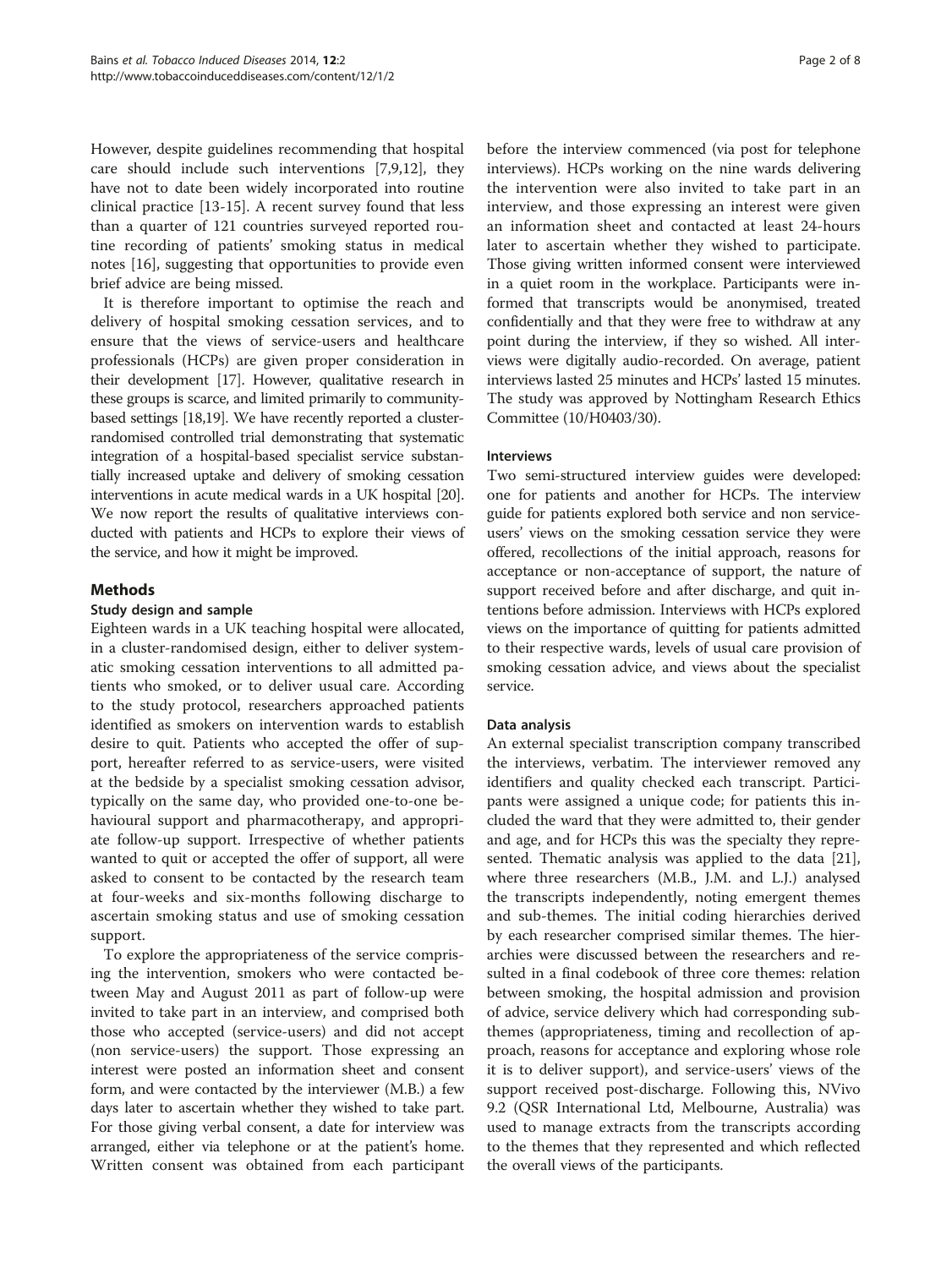However, despite guidelines recommending that hospital care should include such interventions [7,9,12], they have not to date been widely incorporated into routine clinical practice [13-15]. A recent survey found that less than a quarter of 121 countries surveyed reported routine recording of patients' smoking status in medical notes [16], suggesting that opportunities to provide even brief advice are being missed.

It is therefore important to optimise the reach and delivery of hospital smoking cessation services, and to ensure that the views of service-users and healthcare professionals (HCPs) are given proper consideration in their development [17]. However, qualitative research in these groups is scarce, and limited primarily to community-based settings [18,19]. We have recently reported a cluster-randomised controlled trial demonstrating that systematic integration of a hospital-based specialist service substantially increased uptake and delivery of smoking cessation interventions in acute medical wards in a UK hospital [20]. We now report the results of qualitative interviews conducted with patients and HCPs to explore their views of the service, and how it might be improved.

## Methods

### Study design and sample

Eighteen wards in a UK teaching hospital were allocated, in a cluster-randomised design, either to deliver systematic smoking cessation interventions to all admitted patients who smoked, or to deliver usual care. According to the study protocol, researchers approached patients identified as smokers on intervention wards to establish desire to quit. Patients who accepted the offer of support, hereafter referred to as service-users, were visited at the bedside by a specialist smoking cessation advisor, typically on the same day, who provided one-to-one behavioural support and pharmacotherapy, and appropriate follow-up support. Irrespective of whether patients wanted to quit or accepted the offer of support, all were asked to consent to be contacted by the research team at four-weeks and six-months following discharge to ascertain smoking status and use of smoking cessation support.

To explore the appropriateness of the service comprising the intervention, smokers who were contacted between May and August 2011 as part of follow-up were invited to take part in an interview, and comprised both those who accepted (service-users) and did not accept (non service-users) the support. Those expressing an interest were posted an information sheet and consent form, and were contacted by the interviewer (M.B.) a few days later to ascertain whether they wished to take part. For those giving verbal consent, a date for interview was arranged, either via telephone or at the patient's home. Written consent was obtained from each participant before the interview commenced (via post for telephone interviews). HCPs working on the nine wards delivering the intervention were also invited to take part in an interview, and those expressing an interest were given an information sheet and contacted at least 24-hours later to ascertain whether they wished to participate. Those giving written informed consent were interviewed in a quiet room in the workplace. Participants were informed that transcripts would be anonymised, treated confidentially and that they were free to withdraw at any point during the interview, if they so wished. All interviews were digitally audio-recorded. On average, patient interviews lasted 25 minutes and HCPs' lasted 15 minutes. The study was approved by Nottingham Research Ethics Committee (10/H0403/30).

### Interviews

Two semi-structured interview guides were developed: one for patients and another for HCPs. The interview guide for patients explored both service and non service-users' views on the smoking cessation service they were offered, recollections of the initial approach, reasons for acceptance or non-acceptance of support, the nature of support received before and after discharge, and quit intentions before admission. Interviews with HCPs explored views on the importance of quitting for patients admitted to their respective wards, levels of usual care provision of smoking cessation advice, and views about the specialist service.

### Data analysis

An external specialist transcription company transcribed the interviews, verbatim. The interviewer removed any identifiers and quality checked each transcript. Participants were assigned a unique code; for patients this included the ward that they were admitted to, their gender and age, and for HCPs this was the specialty they represented. Thematic analysis was applied to the data [21], where three researchers (M.B., J.M. and L.J.) analysed the transcripts independently, noting emergent themes and sub-themes. The initial coding hierarchies derived by each researcher comprised similar themes. The hierarchies were discussed between the researchers and resulted in a final codebook of three core themes: relation between smoking, the hospital admission and provision of advice, service delivery which had corresponding sub-themes (appropriateness, timing and recollection of approach, reasons for acceptance and exploring whose role it is to deliver support), and service-users' views of the support received post-discharge. Following this, NVivo 9.2 (QSR International Ltd, Melbourne, Australia) was used to manage extracts from the transcripts according to the themes that they represented and which reflected the overall views of the participants.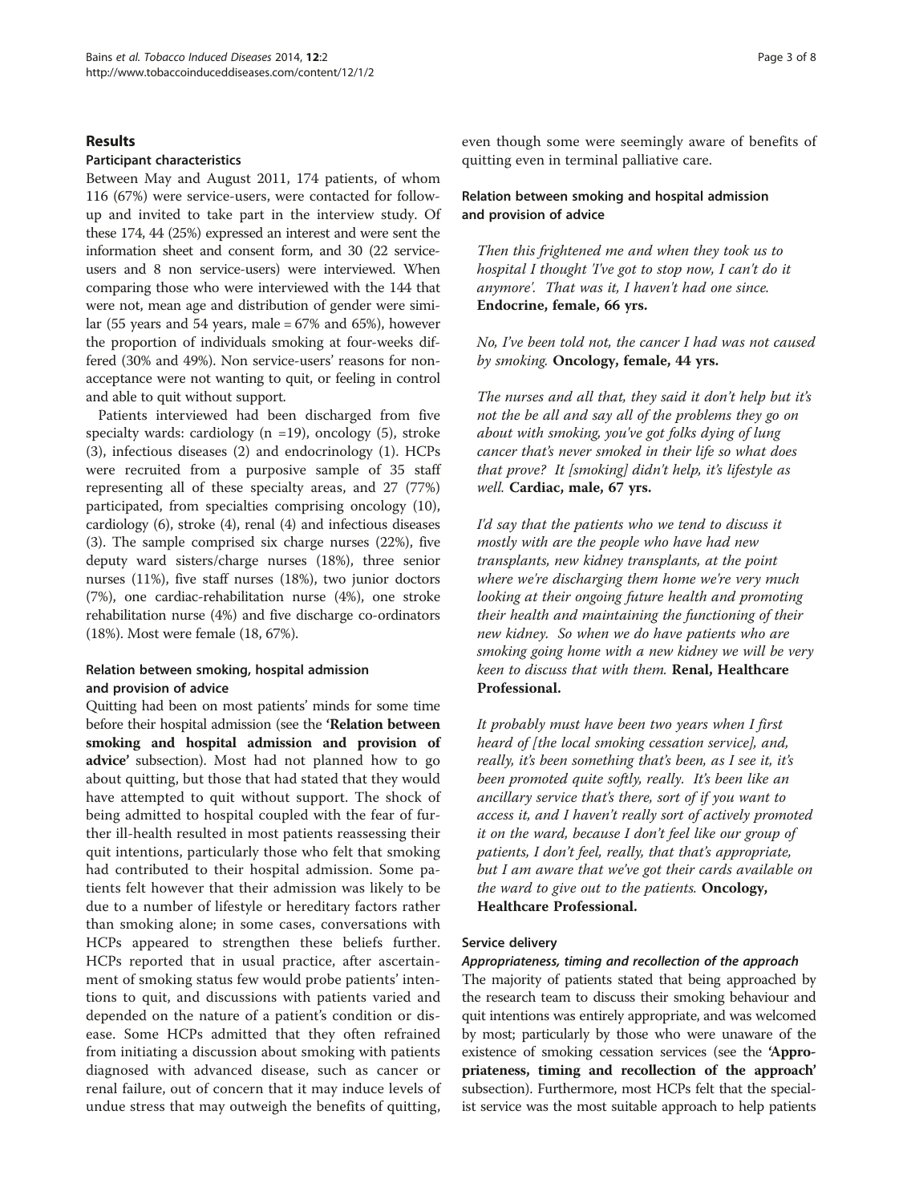## Results

### Participant characteristics

Between May and August 2011, 174 patients, of whom 116 (67%) were service-users, were contacted for follow-up and invited to take part in the interview study. Of these 174, 44 (25%) expressed an interest and were sent the information sheet and consent form, and 30 (22 service-users and 8 non service-users) were interviewed. When comparing those who were interviewed with the 144 that were not, mean age and distribution of gender were similar (55 years and 54 years, male = 67% and 65%), however the proportion of individuals smoking at four-weeks differed (30% and 49%). Non service-users' reasons for non-acceptance were not wanting to quit, or feeling in control and able to quit without support.

Patients interviewed had been discharged from five specialty wards: cardiology (n =19), oncology (5), stroke (3), infectious diseases (2) and endocrinology (1). HCPs were recruited from a purposive sample of 35 staff representing all of these specialty areas, and 27 (77%) participated, from specialties comprising oncology (10), cardiology (6), stroke (4), renal (4) and infectious diseases (3). The sample comprised six charge nurses (22%), five deputy ward sisters/charge nurses (18%), three senior nurses (11%), five staff nurses (18%), two junior doctors (7%), one cardiac-rehabilitation nurse (4%), one stroke rehabilitation nurse (4%) and five discharge co-ordinators (18%). Most were female (18, 67%).

### Relation between smoking, hospital admission and provision of advice

Quitting had been on most patients' minds for some time before their hospital admission (see the **'Relation between smoking and hospital admission and provision of advice'** subsection). Most had not planned how to go about quitting, but those that had stated that they would have attempted to quit without support. The shock of being admitted to hospital coupled with the fear of further ill-health resulted in most patients reassessing their quit intentions, particularly those who felt that smoking had contributed to their hospital admission. Some patients felt however that their admission was likely to be due to a number of lifestyle or hereditary factors rather than smoking alone; in some cases, conversations with HCPs appeared to strengthen these beliefs further. HCPs reported that in usual practice, after ascertainment of smoking status few would probe patients' intentions to quit, and discussions with patients varied and depended on the nature of a patient's condition or disease. Some HCPs admitted that they often refrained from initiating a discussion about smoking with patients diagnosed with advanced disease, such as cancer or renal failure, out of concern that it may induce levels of undue stress that may outweigh the benefits of quitting, even though some were seemingly aware of benefits of quitting even in terminal palliative care.

#### Relation between smoking and hospital admission and provision of advice

> *Then this frightened me and when they took us to hospital I thought 'I've got to stop now, I can't do it anymore'. That was it, I haven't had one since.* **Endocrine, female, 66 yrs.**

> *No, I've been told not, the cancer I had was not caused by smoking.* **Oncology, female, 44 yrs.**

> *The nurses and all that, they said it don't help but it's not the be all and say all of the problems they go on about with smoking, you've got folks dying of lung cancer that's never smoked in their life so what does that prove? It [smoking] didn't help, it's lifestyle as well.* **Cardiac, male, 67 yrs.**

> *I'd say that the patients who we tend to discuss it mostly with are the people who have had new transplants, new kidney transplants, at the point where we're discharging them home we're very much looking at their ongoing future health and promoting their health and maintaining the functioning of their new kidney. So when we do have patients who are smoking going home with a new kidney we will be very keen to discuss that with them.* **Renal, Healthcare Professional.**

> *It probably must have been two years when I first heard of [the local smoking cessation service], and, really, it's been something that's been, as I see it, it's been promoted quite softly, really. It's been like an ancillary service that's there, sort of if you want to access it, and I haven't really sort of actively promoted it on the ward, because I don't feel like our group of patients, I don't feel, really, that that's appropriate, but I am aware that we've got their cards available on the ward to give out to the patients.* **Oncology, Healthcare Professional.**

### Service delivery

#### *Appropriateness, timing and recollection of the approach*

The majority of patients stated that being approached by the research team to discuss their smoking behaviour and quit intentions was entirely appropriate, and was welcomed by most; particularly by those who were unaware of the existence of smoking cessation services (see the **'Appropriateness, timing and recollection of the approach'** subsection). Furthermore, most HCPs felt that the specialist service was the most suitable approach to help patients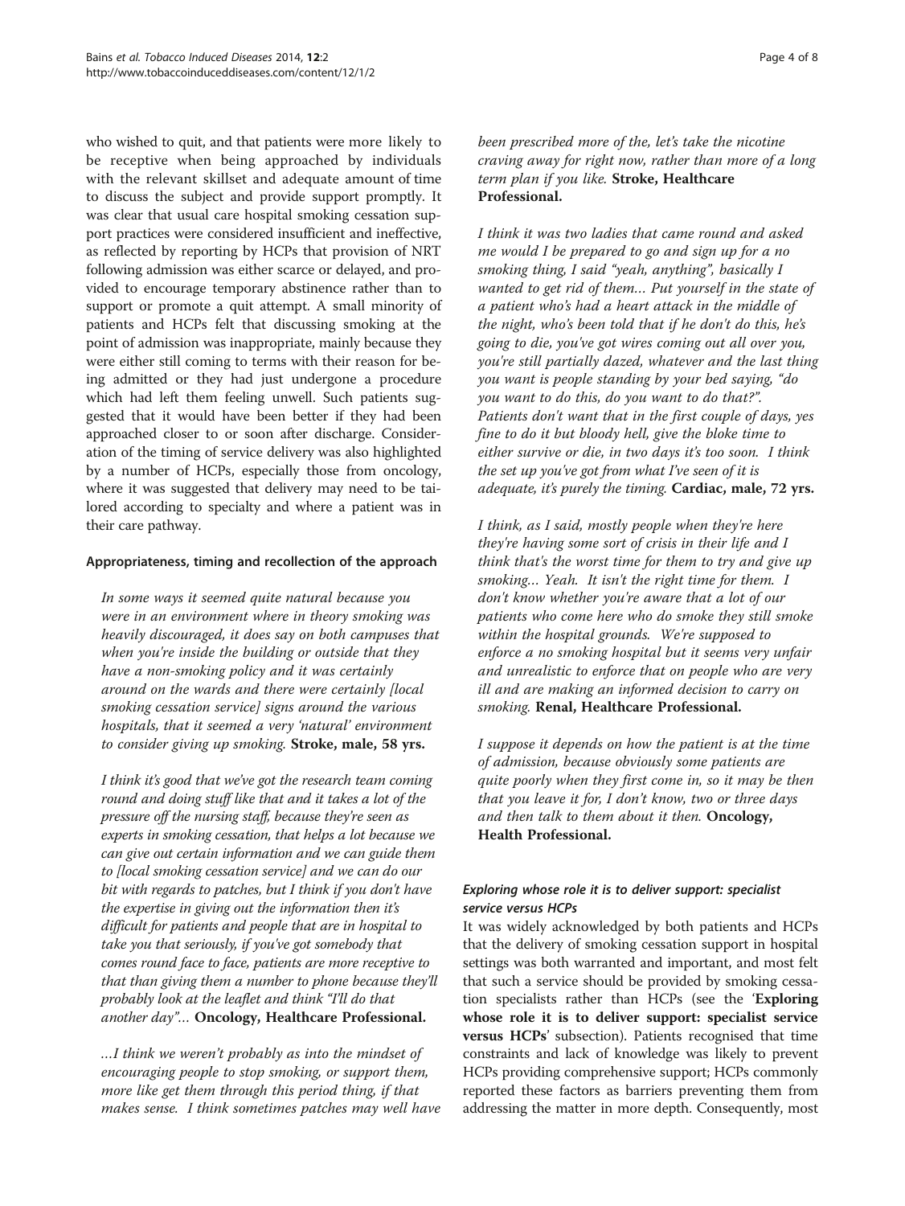who wished to quit, and that patients were more likely to be receptive when being approached by individuals with the relevant skillset and adequate amount of time to discuss the subject and provide support promptly. It was clear that usual care hospital smoking cessation support practices were considered insufficient and ineffective, as reflected by reporting by HCPs that provision of NRT following admission was either scarce or delayed, and provided to encourage temporary abstinence rather than to support or promote a quit attempt. A small minority of patients and HCPs felt that discussing smoking at the point of admission was inappropriate, mainly because they were either still coming to terms with their reason for being admitted or they had just undergone a procedure which had left them feeling unwell. Such patients suggested that it would have been better if they had been approached closer to or soon after discharge. Consideration of the timing of service delivery was also highlighted by a number of HCPs, especially those from oncology, where it was suggested that delivery may need to be tailored according to specialty and where a patient was in their care pathway.

#### Appropriateness, timing and recollection of the approach

> *In some ways it seemed quite natural because you were in an environment where in theory smoking was heavily discouraged, it does say on both campuses that when you're inside the building or outside that they have a non-smoking policy and it was certainly around on the wards and there were certainly [local smoking cessation service] signs around the various hospitals, that it seemed a very 'natural' environment to consider giving up smoking.* **Stroke, male, 58 yrs.**

> *I think it's good that we've got the research team coming round and doing stuff like that and it takes a lot of the pressure off the nursing staff, because they're seen as experts in smoking cessation, that helps a lot because we can give out certain information and we can guide them to [local smoking cessation service] and we can do our bit with regards to patches, but I think if you don't have the expertise in giving out the information then it's difficult for patients and people that are in hospital to take you that seriously, if you've got somebody that comes round face to face, patients are more receptive to that than giving them a number to phone because they'll probably look at the leaflet and think "I'll do that another day"...* **Oncology, Healthcare Professional.**

> *...I think we weren't probably as into the mindset of encouraging people to stop smoking, or support them, more like get them through this period thing, if that makes sense. I think sometimes patches may well have been prescribed more of the, let's take the nicotine craving away for right now, rather than more of a long term plan if you like.* **Stroke, Healthcare Professional.**

> *I think it was two ladies that came round and asked me would I be prepared to go and sign up for a no smoking thing, I said "yeah, anything", basically I wanted to get rid of them... Put yourself in the state of a patient who's had a heart attack in the middle of the night, who's been told that if he don't do this, he's going to die, you've got wires coming out all over you, you're still partially dazed, whatever and the last thing you want is people standing by your bed saying, "do you want to do this, do you want to do that?". Patients don't want that in the first couple of days, yes fine to do it but bloody hell, give the bloke time to either survive or die, in two days it's too soon. I think the set up you've got from what I've seen of it is adequate, it's purely the timing.* **Cardiac, male, 72 yrs.**

> *I think, as I said, mostly people when they're here they're having some sort of crisis in their life and I think that's the worst time for them to try and give up smoking... Yeah. It isn't the right time for them. I don't know whether you're aware that a lot of our patients who come here who do smoke they still smoke within the hospital grounds. We're supposed to enforce a no smoking hospital but it seems very unfair and unrealistic to enforce that on people who are very ill and are making an informed decision to carry on smoking.* **Renal, Healthcare Professional.**

> *I suppose it depends on how the patient is at the time of admission, because obviously some patients are quite poorly when they first come in, so it may be then that you leave it for, I don't know, two or three days and then talk to them about it then.* **Oncology, Health Professional.**

#### *Exploring whose role it is to deliver support: specialist service versus HCPs*

It was widely acknowledged by both patients and HCPs that the delivery of smoking cessation support in hospital settings was both warranted and important, and most felt that such a service should be provided by smoking cessation specialists rather than HCPs (see the '**Exploring whose role it is to deliver support: specialist service versus HCPs**' subsection). Patients recognised that time constraints and lack of knowledge was likely to prevent HCPs providing comprehensive support; HCPs commonly reported these factors as barriers preventing them from addressing the matter in more depth. Consequently, most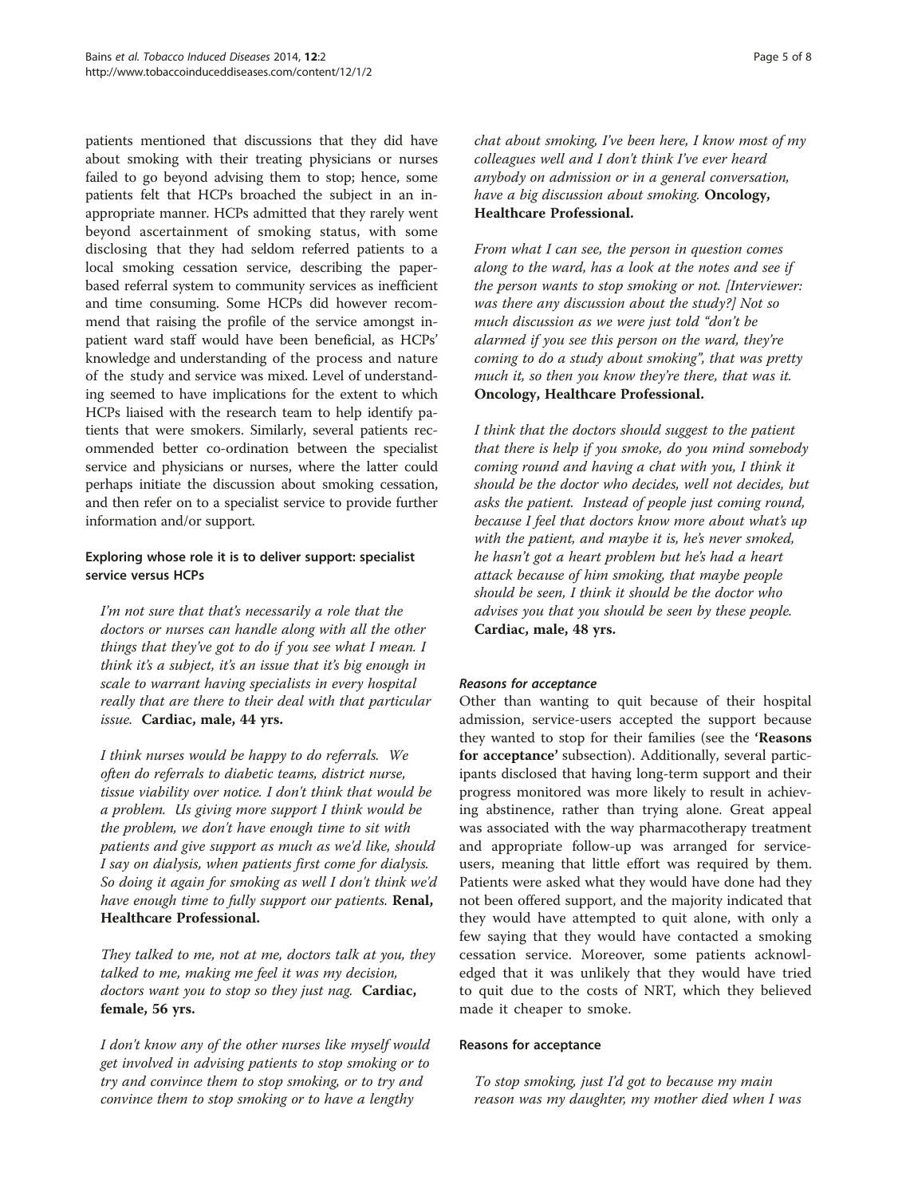patients mentioned that discussions that they did have about smoking with their treating physicians or nurses failed to go beyond advising them to stop; hence, some patients felt that HCPs broached the subject in an inappropriate manner. HCPs admitted that they rarely went beyond ascertainment of smoking status, with some disclosing that they had seldom referred patients to a local smoking cessation service, describing the paper-based referral system to community services as inefficient and time consuming. Some HCPs did however recommend that raising the profile of the service amongst in-patient ward staff would have been beneficial, as HCPs' knowledge and understanding of the process and nature of the study and service was mixed. Level of understanding seemed to have implications for the extent to which HCPs liaised with the research team to help identify patients that were smokers. Similarly, several patients recommended better co-ordination between the specialist service and physicians or nurses, where the latter could perhaps initiate the discussion about smoking cessation, and then refer on to a specialist service to provide further information and/or support.

#### Exploring whose role it is to deliver support: specialist service versus HCPs

*I'm not sure that that's necessarily a role that the doctors or nurses can handle along with all the other things that they've got to do if you see what I mean. I think it's a subject, it's an issue that it's big enough in scale to warrant having specialists in every hospital really that are there to their deal with that particular issue.* **Cardiac, male, 44 yrs.**

*I think nurses would be happy to do referrals. We often do referrals to diabetic teams, district nurse, tissue viability over notice. I don't think that would be a problem. Us giving more support I think would be the problem, we don't have enough time to sit with patients and give support as much as we'd like, should I say on dialysis, when patients first come for dialysis. So doing it again for smoking as well I don't think we'd have enough time to fully support our patients.* **Renal, Healthcare Professional.**

*They talked to me, not at me, doctors talk at you, they talked to me, making me feel it was my decision, doctors want you to stop so they just nag.* **Cardiac, female, 56 yrs.**

*I don't know any of the other nurses like myself would get involved in advising patients to stop smoking or to try and convince them to stop smoking, or to try and convince them to stop smoking or to have a lengthy chat about smoking, I've been here, I know most of my colleagues well and I don't think I've ever heard anybody on admission or in a general conversation, have a big discussion about smoking.* **Oncology, Healthcare Professional.**

*From what I can see, the person in question comes along to the ward, has a look at the notes and see if the person wants to stop smoking or not. [Interviewer: was there any discussion about the study?] Not so much discussion as we were just told "don't be alarmed if you see this person on the ward, they're coming to do a study about smoking", that was pretty much it, so then you know they're there, that was it.* **Oncology, Healthcare Professional.**

*I think that the doctors should suggest to the patient that there is help if you smoke, do you mind somebody coming round and having a chat with you, I think it should be the doctor who decides, well not decides, but asks the patient. Instead of people just coming round, because I feel that doctors know more about what's up with the patient, and maybe it is, he's never smoked, he hasn't got a heart problem but he's had a heart attack because of him smoking, that maybe people should be seen, I think it should be the doctor who advises you that you should be seen by these people.* **Cardiac, male, 48 yrs.**

##### *Reasons for acceptance*

Other than wanting to quit because of their hospital admission, service-users accepted the support because they wanted to stop for their families (see the **'Reasons for acceptance'** subsection). Additionally, several participants disclosed that having long-term support and their progress monitored was more likely to result in achieving abstinence, rather than trying alone. Great appeal was associated with the way pharmacotherapy treatment and appropriate follow-up was arranged for service-users, meaning that little effort was required by them. Patients were asked what they would have done had they not been offered support, and the majority indicated that they would have attempted to quit alone, with only a few saying that they would have contacted a smoking cessation service. Moreover, some patients acknowledged that it was unlikely that they would have tried to quit due to the costs of NRT, which they believed made it cheaper to smoke.

#### Reasons for acceptance

*To stop smoking, just I'd got to because my main reason was my daughter, my mother died when I was*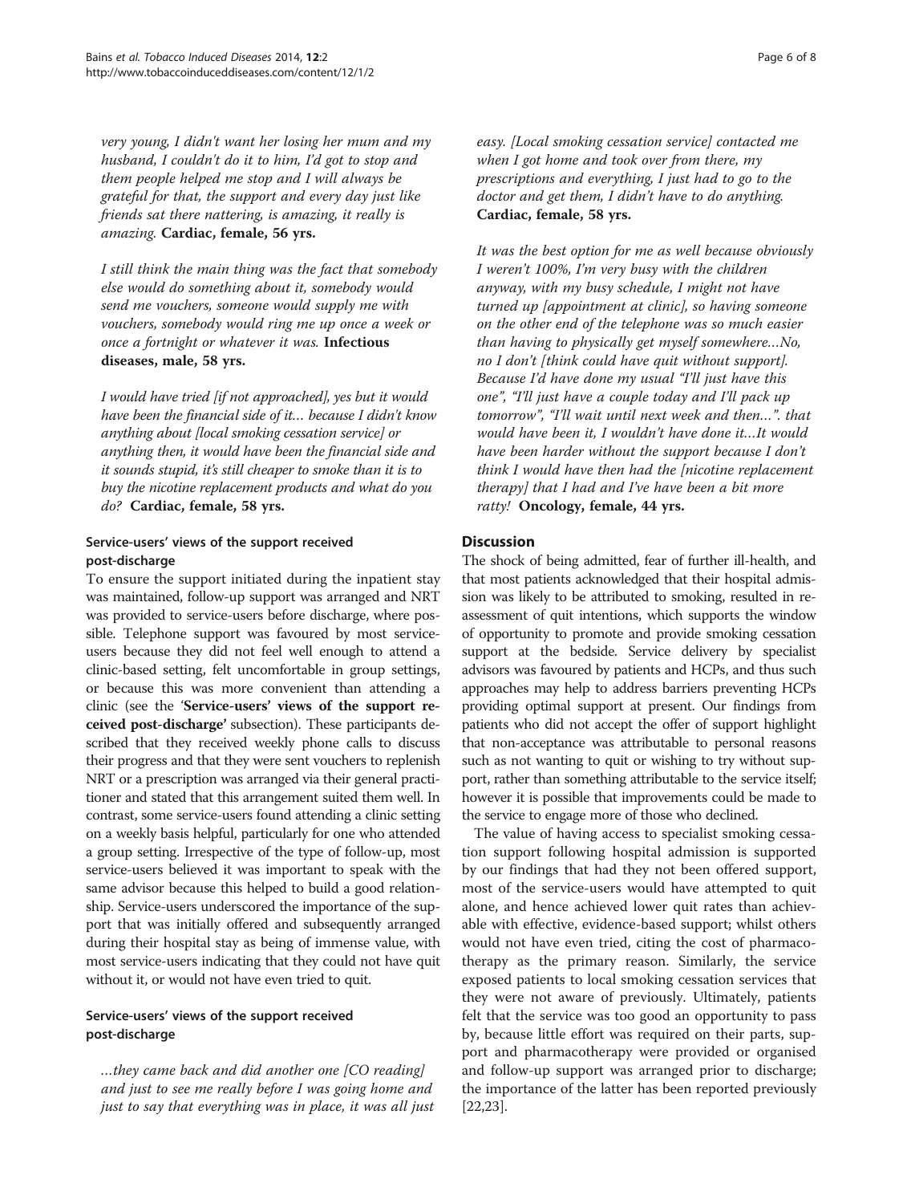*very young, I didn't want her losing her mum and my husband, I couldn't do it to him, I'd got to stop and them people helped me stop and I will always be grateful for that, the support and every day just like friends sat there nattering, is amazing, it really is amazing.* **Cardiac, female, 56 yrs.**

*I still think the main thing was the fact that somebody else would do something about it, somebody would send me vouchers, someone would supply me with vouchers, somebody would ring me up once a week or once a fortnight or whatever it was.* **Infectious diseases, male, 58 yrs.**

*I would have tried [if not approached], yes but it would have been the financial side of it… because I didn't know anything about [local smoking cessation service] or anything then, it would have been the financial side and it sounds stupid, it's still cheaper to smoke than it is to buy the nicotine replacement products and what do you do?* **Cardiac, female, 58 yrs.**

### Service-users' views of the support received post-discharge

To ensure the support initiated during the inpatient stay was maintained, follow-up support was arranged and NRT was provided to service-users before discharge, where possible. Telephone support was favoured by most service-users because they did not feel well enough to attend a clinic-based setting, felt uncomfortable in group settings, or because this was more convenient than attending a clinic (see the '**Service-users' views of the support received post-discharge**' subsection). These participants described that they received weekly phone calls to discuss their progress and that they were sent vouchers to replenish NRT or a prescription was arranged via their general practitioner and stated that this arrangement suited them well. In contrast, some service-users found attending a clinic setting on a weekly basis helpful, particularly for one who attended a group setting. Irrespective of the type of follow-up, most service-users believed it was important to speak with the same advisor because this helped to build a good relationship. Service-users underscored the importance of the support that was initially offered and subsequently arranged during their hospital stay as being of immense value, with most service-users indicating that they could not have quit without it, or would not have even tried to quit.

### Service-users' views of the support received post-discharge

*…they came back and did another one [CO reading] and just to see me really before I was going home and just to say that everything was in place, it was all just easy. [Local smoking cessation service] contacted me when I got home and took over from there, my prescriptions and everything, I just had to go to the doctor and get them, I didn't have to do anything.* **Cardiac, female, 58 yrs.**

*It was the best option for me as well because obviously I weren't 100%, I'm very busy with the children anyway, with my busy schedule, I might not have turned up [appointment at clinic], so having someone on the other end of the telephone was so much easier than having to physically get myself somewhere…No, no I don't [think could have quit without support]. Because I'd have done my usual "I'll just have this one", "I'll just have a couple today and I'll pack up tomorrow", "I'll wait until next week and then…". that would have been it, I wouldn't have done it…It would have been harder without the support because I don't think I would have then had the [nicotine replacement therapy] that I had and I've have been a bit more ratty!* **Oncology, female, 44 yrs.**

## Discussion

The shock of being admitted, fear of further ill-health, and that most patients acknowledged that their hospital admission was likely to be attributed to smoking, resulted in reassessment of quit intentions, which supports the window of opportunity to promote and provide smoking cessation support at the bedside. Service delivery by specialist advisors was favoured by patients and HCPs, and thus such approaches may help to address barriers preventing HCPs providing optimal support at present. Our findings from patients who did not accept the offer of support highlight that non-acceptance was attributable to personal reasons such as not wanting to quit or wishing to try without support, rather than something attributable to the service itself; however it is possible that improvements could be made to the service to engage more of those who declined.

The value of having access to specialist smoking cessation support following hospital admission is supported by our findings that had they not been offered support, most of the service-users would have attempted to quit alone, and hence achieved lower quit rates than achievable with effective, evidence-based support; whilst others would not have even tried, citing the cost of pharmacotherapy as the primary reason. Similarly, the service exposed patients to local smoking cessation services that they were not aware of previously. Ultimately, patients felt that the service was too good an opportunity to pass by, because little effort was required on their parts, support and pharmacotherapy were provided or organised and follow-up support was arranged prior to discharge; the importance of the latter has been reported previously [22,23].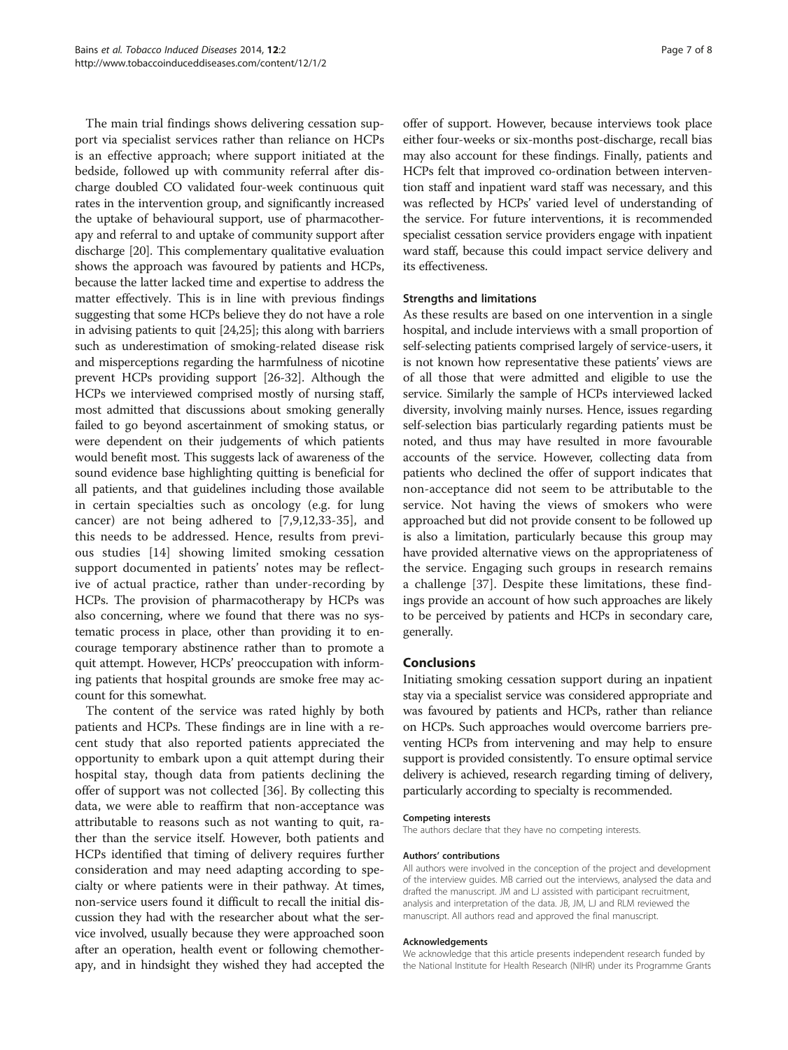The main trial findings shows delivering cessation support via specialist services rather than reliance on HCPs is an effective approach; where support initiated at the bedside, followed up with community referral after discharge doubled CO validated four-week continuous quit rates in the intervention group, and significantly increased the uptake of behavioural support, use of pharmacotherapy and referral to and uptake of community support after discharge [20]. This complementary qualitative evaluation shows the approach was favoured by patients and HCPs, because the latter lacked time and expertise to address the matter effectively. This is in line with previous findings suggesting that some HCPs believe they do not have a role in advising patients to quit [24,25]; this along with barriers such as underestimation of smoking-related disease risk and misperceptions regarding the harmfulness of nicotine prevent HCPs providing support [26-32]. Although the HCPs we interviewed comprised mostly of nursing staff, most admitted that discussions about smoking generally failed to go beyond ascertainment of smoking status, or were dependent on their judgements of which patients would benefit most. This suggests lack of awareness of the sound evidence base highlighting quitting is beneficial for all patients, and that guidelines including those available in certain specialties such as oncology (e.g. for lung cancer) are not being adhered to [7,9,12,33-35], and this needs to be addressed. Hence, results from previous studies [14] showing limited smoking cessation support documented in patients' notes may be reflective of actual practice, rather than under-recording by HCPs. The provision of pharmacotherapy by HCPs was also concerning, where we found that there was no systematic process in place, other than providing it to encourage temporary abstinence rather than to promote a quit attempt. However, HCPs' preoccupation with informing patients that hospital grounds are smoke free may account for this somewhat.

The content of the service was rated highly by both patients and HCPs. These findings are in line with a recent study that also reported patients appreciated the opportunity to embark upon a quit attempt during their hospital stay, though data from patients declining the offer of support was not collected [36]. By collecting this data, we were able to reaffirm that non-acceptance was attributable to reasons such as not wanting to quit, rather than the service itself. However, both patients and HCPs identified that timing of delivery requires further consideration and may need adapting according to specialty or where patients were in their pathway. At times, non-service users found it difficult to recall the initial discussion they had with the researcher about what the service involved, usually because they were approached soon after an operation, health event or following chemotherapy, and in hindsight they wished they had accepted the offer of support. However, because interviews took place either four-weeks or six-months post-discharge, recall bias may also account for these findings. Finally, patients and HCPs felt that improved co-ordination between intervention staff and inpatient ward staff was necessary, and this was reflected by HCPs' varied level of understanding of the service. For future interventions, it is recommended specialist cessation service providers engage with inpatient ward staff, because this could impact service delivery and its effectiveness.

### Strengths and limitations

As these results are based on one intervention in a single hospital, and include interviews with a small proportion of self-selecting patients comprised largely of service-users, it is not known how representative these patients' views are of all those that were admitted and eligible to use the service. Similarly the sample of HCPs interviewed lacked diversity, involving mainly nurses. Hence, issues regarding self-selection bias particularly regarding patients must be noted, and thus may have resulted in more favourable accounts of the service. However, collecting data from patients who declined the offer of support indicates that non-acceptance did not seem to be attributable to the service. Not having the views of smokers who were approached but did not provide consent to be followed up is also a limitation, particularly because this group may have provided alternative views on the appropriateness of the service. Engaging such groups in research remains a challenge [37]. Despite these limitations, these findings provide an account of how such approaches are likely to be perceived by patients and HCPs in secondary care, generally.

## Conclusions

Initiating smoking cessation support during an inpatient stay via a specialist service was considered appropriate and was favoured by patients and HCPs, rather than reliance on HCPs. Such approaches would overcome barriers preventing HCPs from intervening and may help to ensure support is provided consistently. To ensure optimal service delivery is achieved, research regarding timing of delivery, particularly according to specialty is recommended.

#### Competing interests

The authors declare that they have no competing interests.

#### Authors' contributions

All authors were involved in the conception of the project and development of the interview guides. MB carried out the interviews, analysed the data and drafted the manuscript. JM and LJ assisted with participant recruitment, analysis and interpretation of the data. JB, JM, LJ and RLM reviewed the manuscript. All authors read and approved the final manuscript.

#### Acknowledgements

We acknowledge that this article presents independent research funded by the National Institute for Health Research (NIHR) under its Programme Grants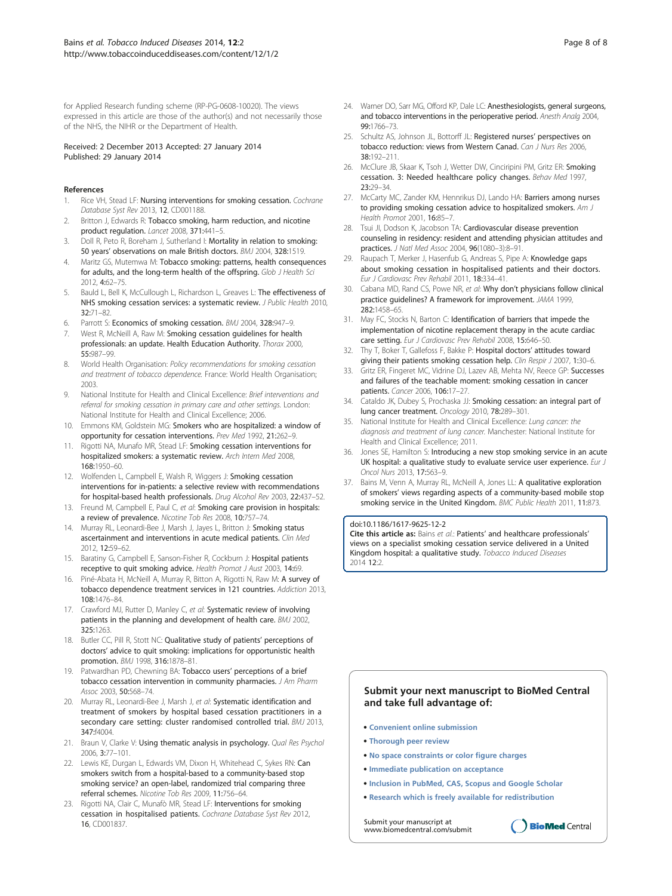for Applied Research funding scheme (RP-PG-0608-10020). The views expressed in this article are those of the author(s) and not necessarily those of the NHS, the NIHR or the Department of Health.

Received: 2 December 2013 Accepted: 27 January 2014
Published: 29 January 2014

## References

1. Rice VH, Stead LF: **Nursing interventions for smoking cessation.** *Cochrane Database Syst Rev* 2013, **12**, CD001188.
2. Britton J, Edwards R: **Tobacco smoking, harm reduction, and nicotine product regulation.** *Lancet* 2008, **371**:441–5.
3. Doll R, Peto R, Boreham J, Sutherland I: **Mortality in relation to smoking: 50 years' observations on male British doctors.** *BMJ* 2004, **328**:1519.
4. Maritz GS, Mutemwa M: **Tobacco smoking: patterns, health consequences for adults, and the long-term health of the offspring.** *Glob J Health Sci* 2012, **4**:62–75.
5. Bauld L, Bell K, McCullough L, Richardson L, Greaves L: **The effectiveness of NHS smoking cessation services: a systematic review.** *J Public Health* 2010, **32**:71–82.
6. Parrott S: **Economics of smoking cessation.** *BMJ* 2004, **328**:947–9.
7. West R, McNeill A, Raw M: **Smoking cessation guidelines for health professionals: an update. Health Education Authority.** *Thorax* 2000, **55**:987–99.
8. World Health Organisation: *Policy recommendations for smoking cessation and treatment of tobacco dependence.* France: World Health Organisation; 2003.
9. National Institute for Health and Clinical Excellence: *Brief interventions and referral for smoking cessation in primary care and other settings.* London: National Institute for Health and Clinical Excellence; 2006.
10. Emmons KM, Goldstein MG: **Smokers who are hospitalized: a window of opportunity for cessation interventions.** *Prev Med* 1992, **21**:262–9.
11. Rigotti NA, Munafo MR, Stead LF: **Smoking cessation interventions for hospitalized smokers: a systematic review.** *Arch Intern Med* 2008, **168**:1950–60.
12. Wolfenden L, Campbell E, Walsh R, Wiggers J: **Smoking cessation interventions for in-patients: a selective review with recommendations for hospital-based health professionals.** *Drug Alcohol Rev* 2003, **22**:437–52.
13. Freund M, Campbell E, Paul C, *et al*: **Smoking care provision in hospitals: a review of prevalence.** *Nicotine Tob Res* 2008, **10**:757–74.
14. Murray RL, Leonardi-Bee J, Marsh J, Jayes L, Britton J: **Smoking status ascertainment and interventions in acute medical patients.** *Clin Med* 2012, **12**:59–62.
15. Baratiny G, Campbell E, Sanson-Fisher R, Cockburn J: **Hospital patients receptive to quit smoking advice.** *Health Promot J Aust* 2003, **14**:69.
16. Piné-Abata H, McNeill A, Murray R, Bitton A, Rigotti N, Raw M: **A survey of tobacco dependence treatment services in 121 countries.** *Addiction* 2013, **108**:1476–84.
17. Crawford MJ, Rutter D, Manley C, *et al*: **Systematic review of involving patients in the planning and development of health care.** *BMJ* 2002, **325**:1263.
18. Butler CC, Pill R, Stott NC: **Qualitative study of patients' perceptions of doctors' advice to quit smoking: implications for opportunistic health promotion.** *BMJ* 1998, **316**:1878–81.
19. Patwardhan PD, Chewning BA: **Tobacco users' perceptions of a brief tobacco cessation intervention in community pharmacies.** *J Am Pharm Assoc* 2003, **50**:568–74.
20. Murray RL, Leonardi-Bee J, Marsh J, *et al*: **Systematic identification and treatment of smokers by hospital based cessation practitioners in a secondary care setting: cluster randomised controlled trial.** *BMJ* 2013, **347**:f4004.
21. Braun V, Clarke V: **Using thematic analysis in psychology.** *Qual Res Psychol* 2006, **3**:77–101.
22. Lewis KE, Durgan L, Edwards VM, Dixon H, Whitehead C, Sykes RN: **Can smokers switch from a hospital-based to a community-based stop smoking service? an open-label, randomized trial comparing three referral schemes.** *Nicotine Tob Res* 2009, **11**:756–64.
23. Rigotti NA, Clair C, Munafò MR, Stead LF: **Interventions for smoking cessation in hospitalised patients.** *Cochrane Database Syst Rev* 2012, **16**, CD001837.
24. Warner DO, Sarr MG, Offord KP, Dale LC: **Anesthesiologists, general surgeons, and tobacco interventions in the perioperative period.** *Anesth Analg* 2004, **99**:1766–73.
25. Schultz AS, Johnson JL, Bottorff JL: **Registered nurses' perspectives on tobacco reduction: views from Western Canad.** *Can J Nurs Res* 2006, **38**:192–211.
26. McClure JB, Skaar K, Tsoh J, Wetter DW, Cinciripini PM, Gritz ER: **Smoking cessation. 3: Needed healthcare policy changes.** *Behav Med* 1997, **23**:29–34.
27. McCarty MC, Zander KM, Hennrikus DJ, Lando HA: **Barriers among nurses to providing smoking cessation advice to hospitalized smokers.** *Am J Health Promot* 2001, **16**:85–7.
28. Tsui JI, Dodson K, Jacobson TA: **Cardiovascular disease prevention counseling in residency: resident and attending physician attitudes and practices.** *J Natl Med Assoc* 2004, **96**(1080–3):8–91.
29. Raupach T, Merker J, Hasenfub G, Andreas S, Pipe A: **Knowledge gaps about smoking cessation in hospitalised patients and their doctors.** *Eur J Cardiovasc Prev Rehabil* 2011, **18**:334–41.
30. Cabana MD, Rand CS, Powe NR, *et al*: **Why don't physicians follow clinical practice guidelines? A framework for improvement.** *JAMA* 1999, **282**:1458–65.
31. May FC, Stocks N, Barton C: **Identification of barriers that impede the implementation of nicotine replacement therapy in the acute cardiac care setting.** *Eur J Cardiovasc Prev Rehabil* 2008, **15**:646–50.
32. Thy T, Boker T, Gallefoss F, Bakke P: **Hospital doctors' attitudes toward giving their patients smoking cessation help.** *Clin Respir J* 2007, **1**:30–6.
33. Gritz ER, Fingeret MC, Vidrine DJ, Lazev AB, Mehta NV, Reece GP: **Successes and failures of the teachable moment: smoking cessation in cancer patients.** *Cancer* 2006, **106**:17–27.
34. Cataldo JK, Dubey S, Prochaska JJ: **Smoking cessation: an integral part of lung cancer treatment.** *Oncology* 2010, **78**:289–301.
35. National Institute for Health and Clinical Excellence: *Lung cancer: the diagnosis and treatment of lung cancer.* Manchester: National Institute for Health and Clinical Excellence; 2011.
36. Jones SE, Hamilton S: **Introducing a new stop smoking service in an acute UK hospital: a qualitative study to evaluate service user experience.** *Eur J Oncol Nurs* 2013, **17**:563–9.
37. Bains M, Venn A, Murray RL, McNeill A, Jones LL: **A qualitative exploration of smokers' views regarding aspects of a community-based mobile stop smoking service in the United Kingdom.** *BMC Public Health* 2011, **11**:873.

doi:10.1186/1617-9625-12-2

**Cite this article as:** Bains *et al.*: Patients' and healthcare professionals' views on a specialist smoking cessation service delivered in a United Kingdom hospital: a qualitative study. *Tobacco Induced Diseases* 2014 **12**:2.

**Submit your next manuscript to BioMed Central and take full advantage of:**

- **Convenient online submission**
- **Thorough peer review**
- **No space constraints or color figure charges**
- **Immediate publication on acceptance**
- **Inclusion in PubMed, CAS, Scopus and Google Scholar**
- **Research which is freely available for redistribution**

Submit your manuscript at
www.biomedcentral.com/submit

BioMed Central